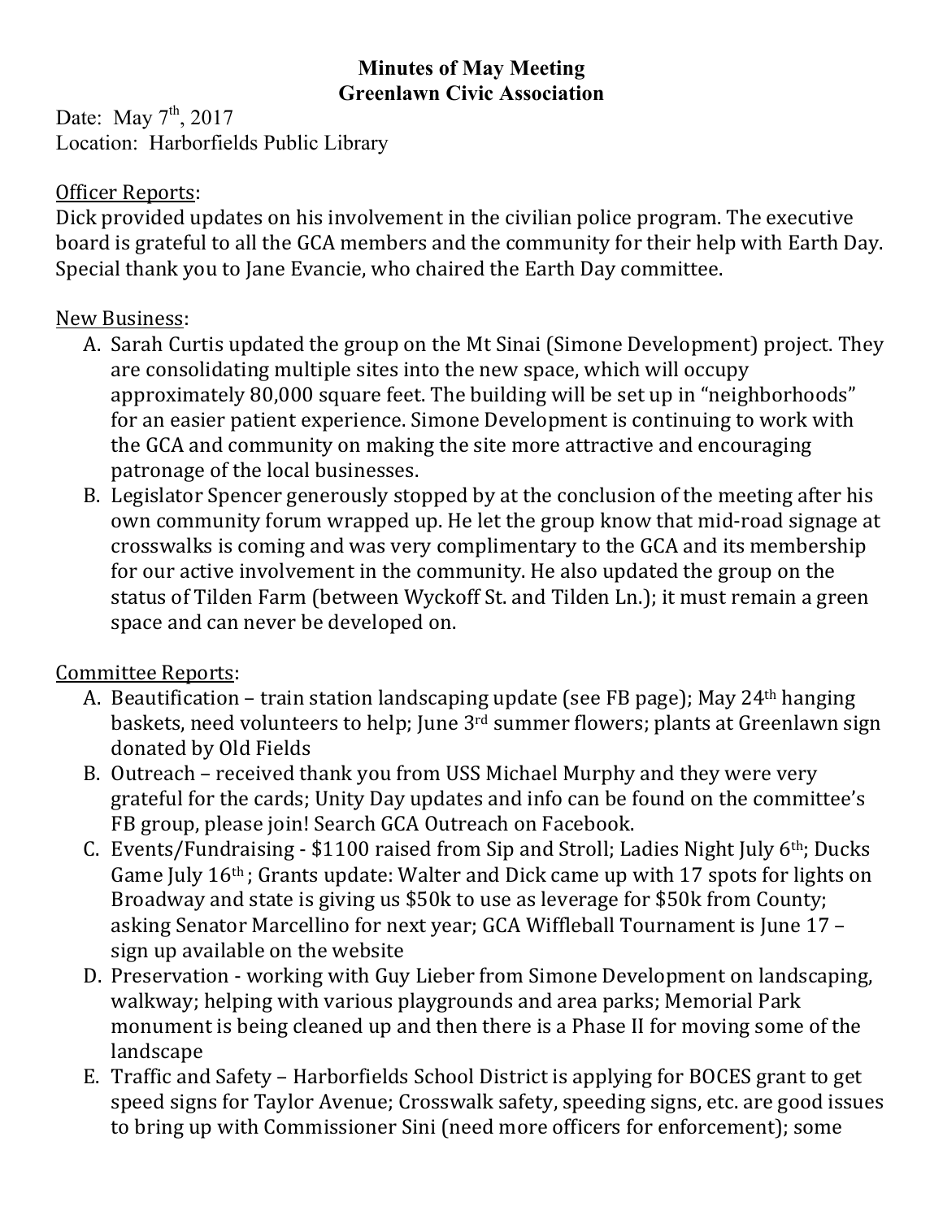**Minutes of May Meeting**
**Greenlawn Civic Association**

Date: May 7th, 2017
Location: Harborfields Public Library

Officer Reports:
Dick provided updates on his involvement in the civilian police program. The executive board is grateful to all the GCA members and the community for their help with Earth Day. Special thank you to Jane Evancie, who chaired the Earth Day committee.

New Business:

A. Sarah Curtis updated the group on the Mt Sinai (Simone Development) project. They are consolidating multiple sites into the new space, which will occupy approximately 80,000 square feet. The building will be set up in "neighborhoods" for an easier patient experience. Simone Development is continuing to work with the GCA and community on making the site more attractive and encouraging patronage of the local businesses.
B. Legislator Spencer generously stopped by at the conclusion of the meeting after his own community forum wrapped up. He let the group know that mid-road signage at crosswalks is coming and was very complimentary to the GCA and its membership for our active involvement in the community. He also updated the group on the status of Tilden Farm (between Wyckoff St. and Tilden Ln.); it must remain a green space and can never be developed on.

Committee Reports:

A. Beautification – train station landscaping update (see FB page); May 24th hanging baskets, need volunteers to help; June 3rd summer flowers; plants at Greenlawn sign donated by Old Fields
B. Outreach – received thank you from USS Michael Murphy and they were very grateful for the cards; Unity Day updates and info can be found on the committee's FB group, please join! Search GCA Outreach on Facebook.
C. Events/Fundraising - $1100 raised from Sip and Stroll; Ladies Night July 6th; Ducks Game July 16th; Grants update: Walter and Dick came up with 17 spots for lights on Broadway and state is giving us $50k to use as leverage for $50k from County; asking Senator Marcellino for next year; GCA Wiffleball Tournament is June 17 – sign up available on the website
D. Preservation - working with Guy Lieber from Simone Development on landscaping, walkway; helping with various playgrounds and area parks; Memorial Park monument is being cleaned up and then there is a Phase II for moving some of the landscape
E. Traffic and Safety – Harborfields School District is applying for BOCES grant to get speed signs for Taylor Avenue; Crosswalk safety, speeding signs, etc. are good issues to bring up with Commissioner Sini (need more officers for enforcement); some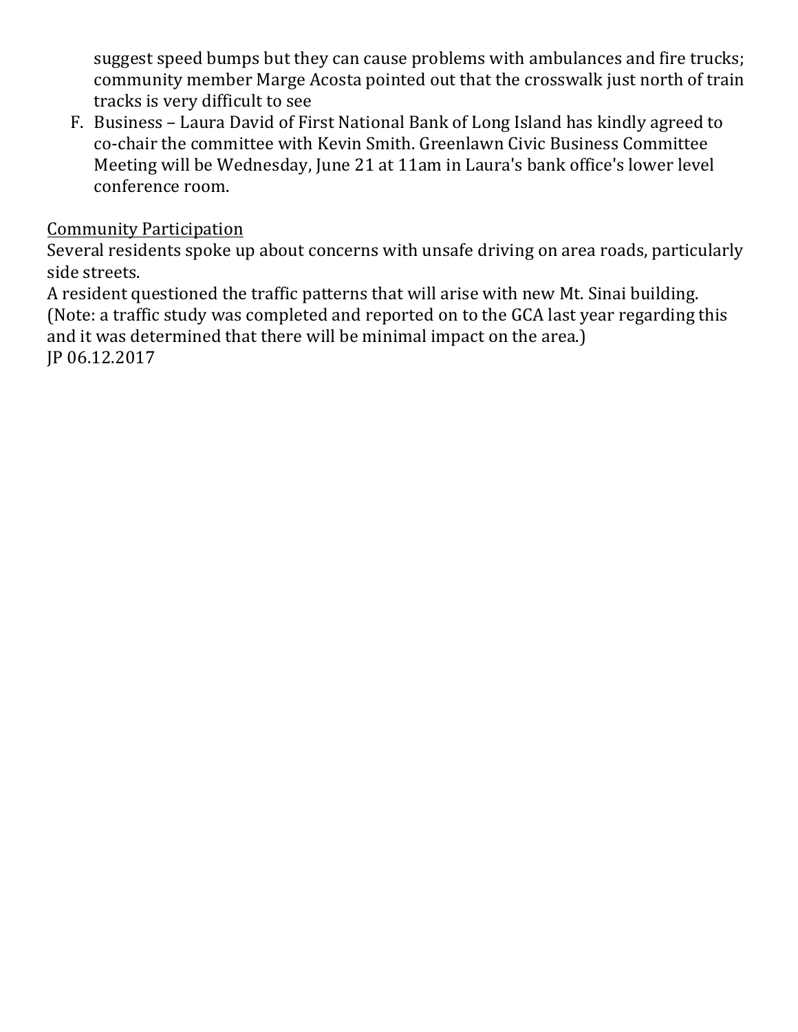suggest speed bumps but they can cause problems with ambulances and fire trucks; community member Marge Acosta pointed out that the crosswalk just north of train tracks is very difficult to see

F. Business – Laura David of First National Bank of Long Island has kindly agreed to co-chair the committee with Kevin Smith. Greenlawn Civic Business Committee Meeting will be Wednesday, June 21 at 11am in Laura's bank office's lower level conference room.

<u>Community Participation</u>

Several residents spoke up about concerns with unsafe driving on area roads, particularly side streets.

A resident questioned the traffic patterns that will arise with new Mt. Sinai building. (Note: a traffic study was completed and reported on to the GCA last year regarding this and it was determined that there will be minimal impact on the area.)

JP 06.12.2017